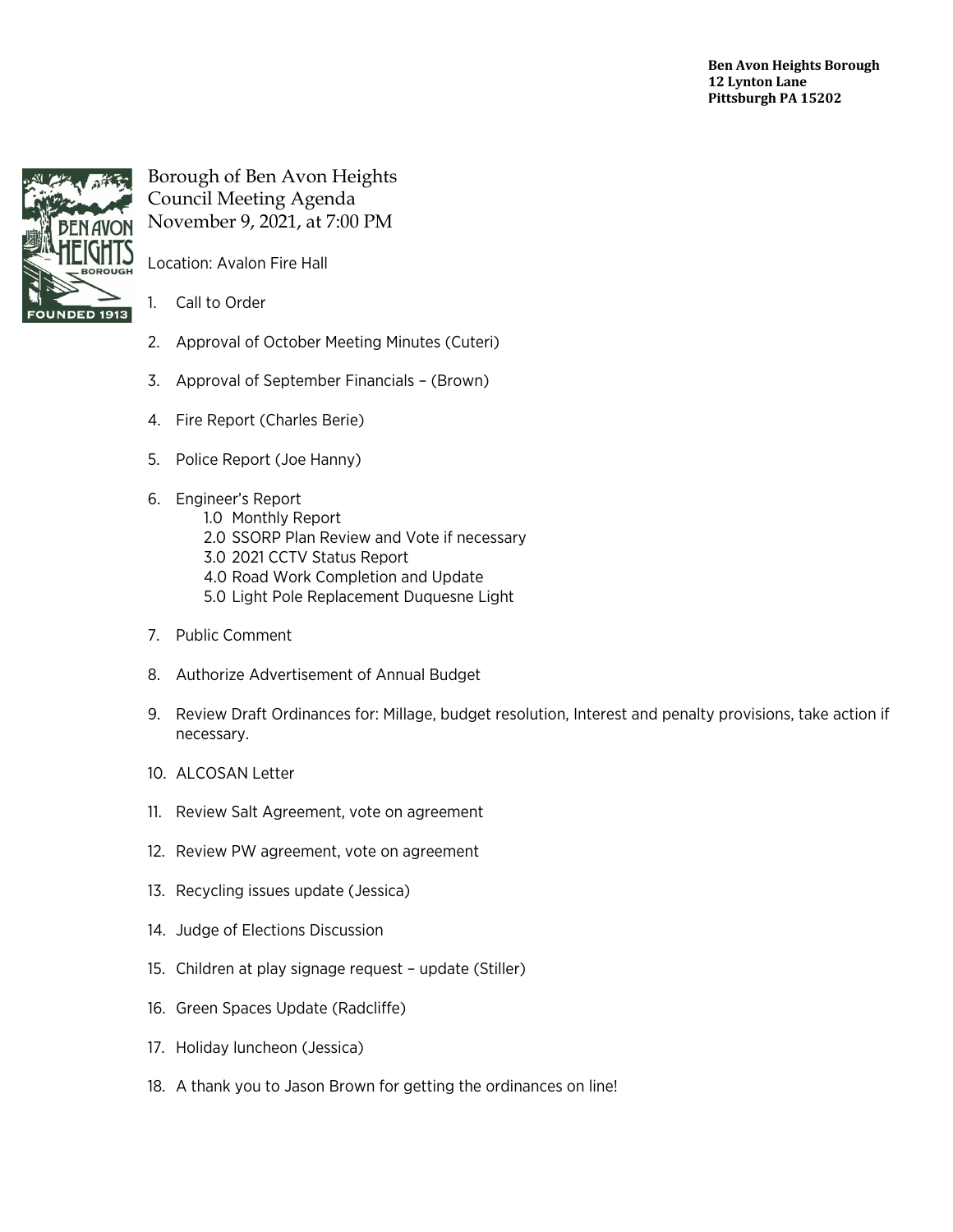**Ben Avon Heights Borough**
**12 Lynton Lane**
**Pittsburgh PA 15202**

# Borough of Ben Avon Heights
## Council Meeting Agenda
## November 9, 2021, at 7:00 PM

Location: Avalon Fire Hall

1. Call to Order
2. Approval of October Meeting Minutes (Cuteri)
3. Approval of September Financials – (Brown)
4. Fire Report (Charles Berie)
5. Police Report (Joe Hanny)
6. Engineer's Report
   - 1.0 Monthly Report
   - 2.0 SSORP Plan Review and Vote if necessary
   - 3.0 2021 CCTV Status Report
   - 4.0 Road Work Completion and Update
   - 5.0 Light Pole Replacement Duquesne Light
7. Public Comment
8. Authorize Advertisement of Annual Budget
9. Review Draft Ordinances for: Millage, budget resolution, Interest and penalty provisions, take action if necessary.
10. ALCOSAN Letter
11. Review Salt Agreement, vote on agreement
12. Review PW agreement, vote on agreement
13. Recycling issues update (Jessica)
14. Judge of Elections Discussion
15. Children at play signage request – update (Stiller)
16. Green Spaces Update (Radcliffe)
17. Holiday luncheon (Jessica)
18. A thank you to Jason Brown for getting the ordinances on line!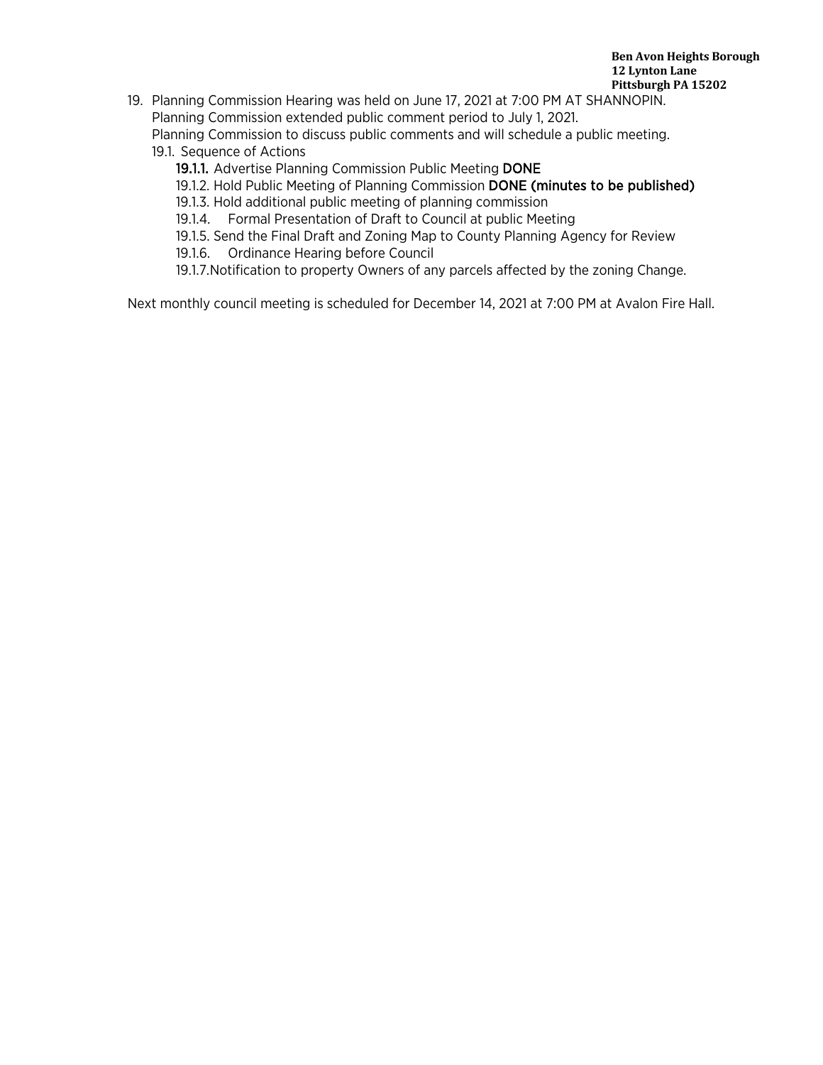**Ben Avon Heights Borough**
**12 Lynton Lane**
**Pittsburgh PA 15202**

19. Planning Commission Hearing was held on June 17, 2021 at 7:00 PM AT SHANNOPIN.
    Planning Commission extended public comment period to July 1, 2021.
    Planning Commission to discuss public comments and will schedule a public meeting.
    19.1. Sequence of Actions
        **19.1.1.** Advertise Planning Commission Public Meeting **DONE**
        19.1.2. Hold Public Meeting of Planning Commission **DONE (minutes to be published)**
        19.1.3. Hold additional public meeting of planning commission
        19.1.4. Formal Presentation of Draft to Council at public Meeting
        19.1.5. Send the Final Draft and Zoning Map to County Planning Agency for Review
        19.1.6. Ordinance Hearing before Council
        19.1.7. Notification to property Owners of any parcels affected by the zoning Change.

Next monthly council meeting is scheduled for December 14, 2021 at 7:00 PM at Avalon Fire Hall.